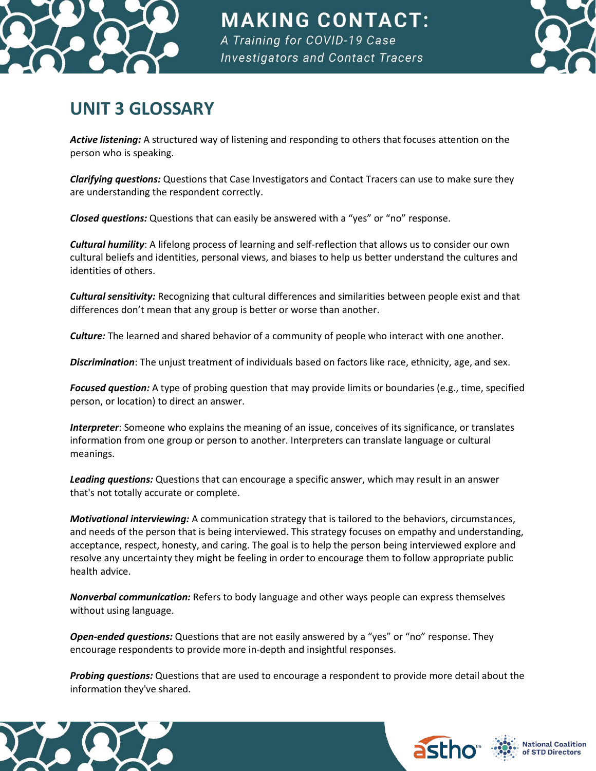# UNIT 3 GLOSSARY

***Active listening:*** A structured way of listening and responding to others that focuses attention on the person who is speaking.

***Clarifying questions:*** Questions that Case Investigators and Contact Tracers can use to make sure they are understanding the respondent correctly.

***Closed questions:*** Questions that can easily be answered with a "yes" or "no" response.

***Cultural humility***: A lifelong process of learning and self-reflection that allows us to consider our own cultural beliefs and identities, personal views, and biases to help us better understand the cultures and identities of others.

***Cultural sensitivity:*** Recognizing that cultural differences and similarities between people exist and that differences don't mean that any group is better or worse than another.

***Culture:*** The learned and shared behavior of a community of people who interact with one another.

***Discrimination***: The unjust treatment of individuals based on factors like race, ethnicity, age, and sex.

***Focused question:*** A type of probing question that may provide limits or boundaries (e.g., time, specified person, or location) to direct an answer.

***Interpreter***: Someone who explains the meaning of an issue, conceives of its significance, or translates information from one group or person to another. Interpreters can translate language or cultural meanings.

***Leading questions:*** Questions that can encourage a specific answer, which may result in an answer that's not totally accurate or complete.

***Motivational interviewing:*** A communication strategy that is tailored to the behaviors, circumstances, and needs of the person that is being interviewed. This strategy focuses on empathy and understanding, acceptance, respect, honesty, and caring. The goal is to help the person being interviewed explore and resolve any uncertainty they might be feeling in order to encourage them to follow appropriate public health advice.

***Nonverbal communication:*** Refers to body language and other ways people can express themselves without using language.

***Open-ended questions:*** Questions that are not easily answered by a "yes" or "no" response. They encourage respondents to provide more in-depth and insightful responses.

***Probing questions:*** Questions that are used to encourage a respondent to provide more detail about the information they've shared.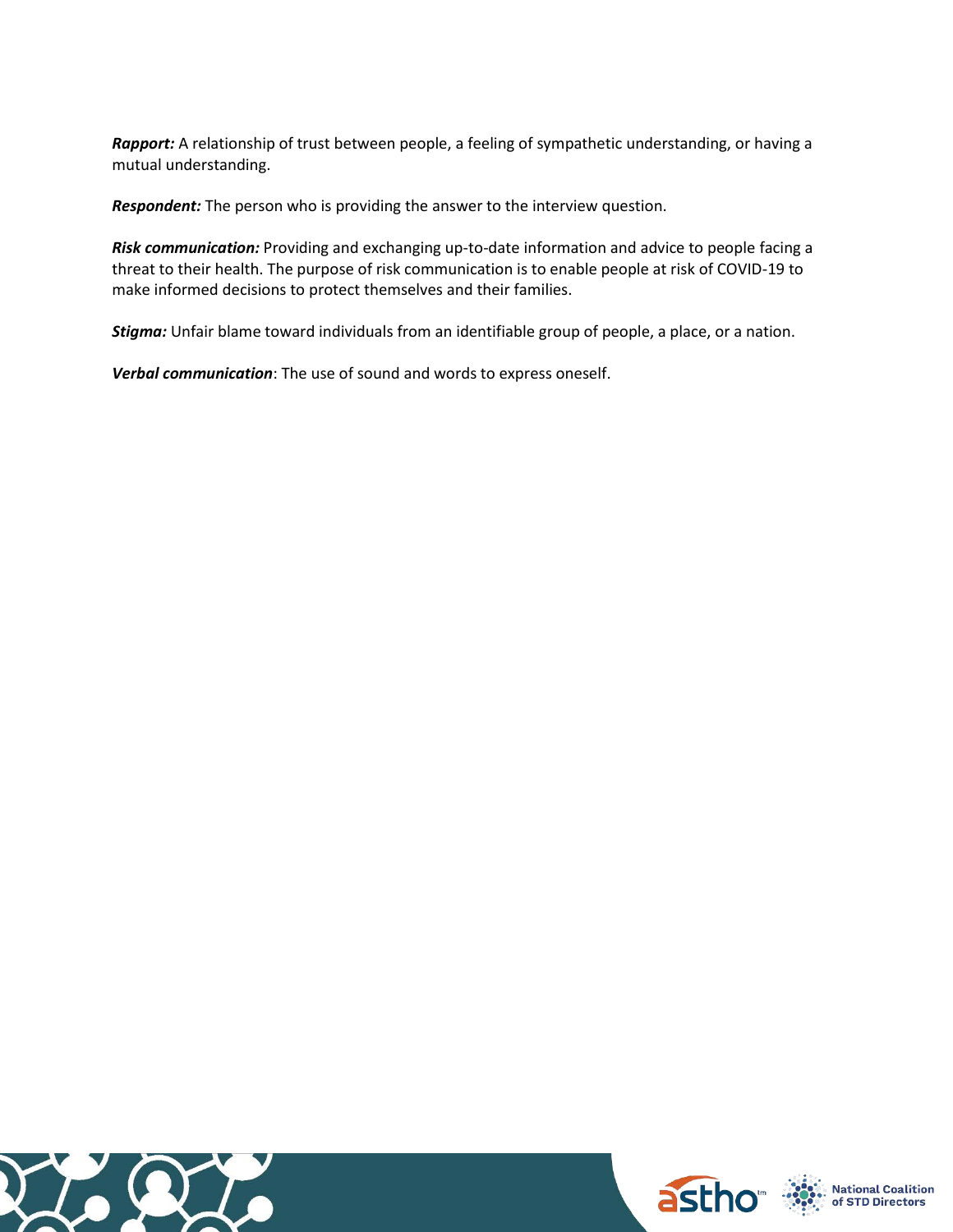***Rapport:*** A relationship of trust between people, a feeling of sympathetic understanding, or having a mutual understanding.

***Respondent:*** The person who is providing the answer to the interview question.

***Risk communication:*** Providing and exchanging up-to-date information and advice to people facing a threat to their health. The purpose of risk communication is to enable people at risk of COVID-19 to make informed decisions to protect themselves and their families.

***Stigma:*** Unfair blame toward individuals from an identifiable group of people, a place, or a nation.

***Verbal communication***: The use of sound and words to express oneself.